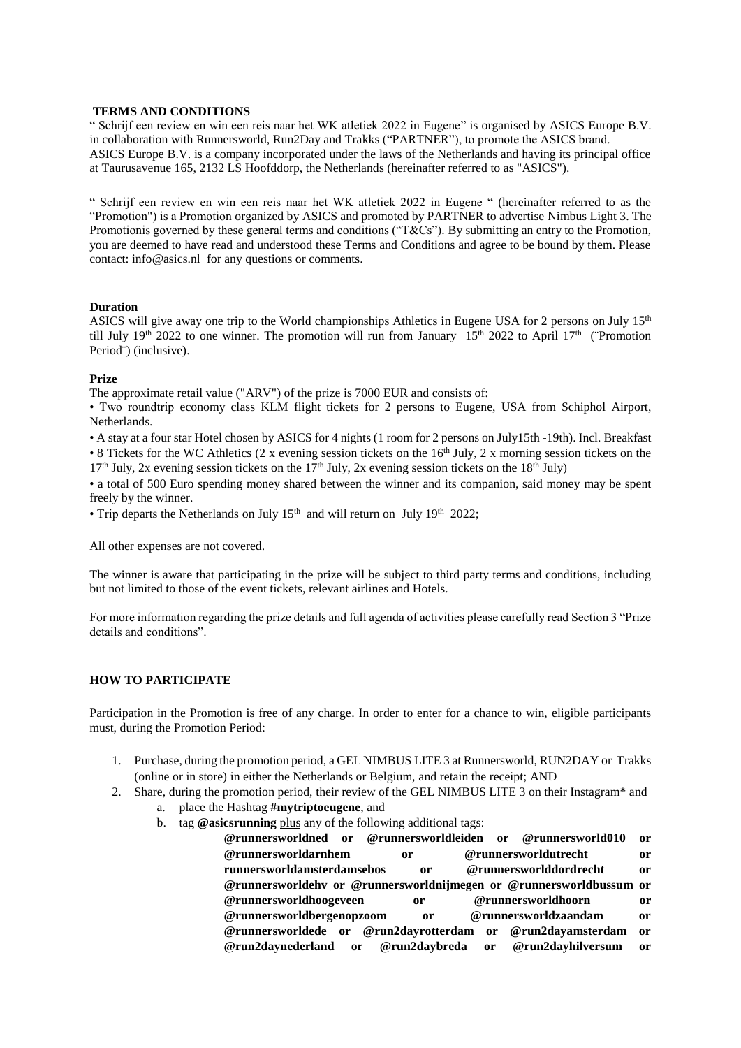**TERMS AND CONDITIONS**

" Schrijf een review en win een reis naar het WK atletiek 2022 in Eugene" is organised by ASICS Europe B.V. in collaboration with Runnersworld, Run2Day and Trakks ("PARTNER"), to promote the ASICS brand. ASICS Europe B.V. is a company incorporated under the laws of the Netherlands and having its principal office at Taurusavenue 165, 2132 LS Hoofddorp, the Netherlands (hereinafter referred to as "ASICS").

" Schrijf een review en win een reis naar het WK atletiek 2022 in Eugene " (hereinafter referred to as the "Promotion") is a Promotion organized by ASICS and promoted by PARTNER to advertise Nimbus Light 3. The Promotionis governed by these general terms and conditions ("T&Cs"). By submitting an entry to the Promotion, you are deemed to have read and understood these Terms and Conditions and agree to be bound by them. Please contact: info@asics.nl for any questions or comments.

**Duration**

ASICS will give away one trip to the World championships Athletics in Eugene USA for 2 persons on July 15th till July 19th 2022 to one winner. The promotion will run from January 15th 2022 to April 17th ("Promotion Period") (inclusive).

**Prize**

The approximate retail value ("ARV") of the prize is 7000 EUR and consists of:

• Two roundtrip economy class KLM flight tickets for 2 persons to Eugene, USA from Schiphol Airport, Netherlands.

• A stay at a four star Hotel chosen by ASICS for 4 nights (1 room for 2 persons on July15th -19th). Incl. Breakfast

• 8 Tickets for the WC Athletics (2 x evening session tickets on the 16th July, 2 x morning session tickets on the 17th July, 2x evening session tickets on the 17th July, 2x evening session tickets on the 18th July)

• a total of 500 Euro spending money shared between the winner and its companion, said money may be spent freely by the winner.

• Trip departs the Netherlands on July 15th and will return on July 19th 2022;

All other expenses are not covered.

The winner is aware that participating in the prize will be subject to third party terms and conditions, including but not limited to those of the event tickets, relevant airlines and Hotels.

For more information regarding the prize details and full agenda of activities please carefully read Section 3 "Prize details and conditions".

**HOW TO PARTICIPATE**

Participation in the Promotion is free of any charge. In order to enter for a chance to win, eligible participants must, during the Promotion Period:

1. Purchase, during the promotion period, a GEL NIMBUS LITE 3 at Runnersworld, RUN2DAY or Trakks (online or in store) in either the Netherlands or Belgium, and retain the receipt; AND
2. Share, during the promotion period, their review of the GEL NIMBUS LITE 3 on their Instagram* and
   a. place the Hashtag **#mytriptoeugene**, and
   b. tag **@asicsrunning** plus any of the following additional tags:
      **@runnersworldned or @runnersworldleiden or @runnersworld010 or @runnersworldarnhem or @runnersworldutrecht or runnersworldamsterdamsebos or @runnersworlddordrecht or @runnersworldehv or @runnersworldnijmegen or @runnersworldbussum or @runnersworldhoogeveen or @runnersworldhoorn or @runnersworldbergenopzoom or @runnersworldzaandam or @runnersworldede or @run2dayrotterdam or @run2dayamsterdam or @run2daynederland or @run2daybreda or @run2dayhilversum or**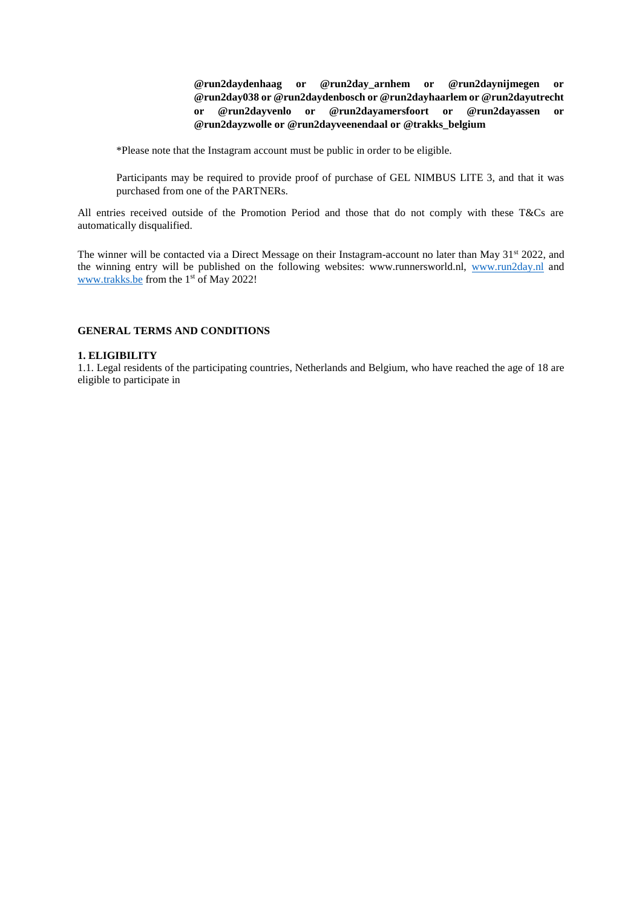**@run2daydenhaag or @run2day_arnhem or @run2daynijmegen or @run2day038 or @run2daydenbosch or @run2dayhaarlem or @run2dayutrecht or @run2dayvenlo or @run2dayamersfoort or @run2dayassen or @run2dayzwolle or @run2dayveenendaal or @trakks_belgium**

*Please note that the Instagram account must be public in order to be eligible.

Participants may be required to provide proof of purchase of GEL NIMBUS LITE 3, and that it was purchased from one of the PARTNERs.

All entries received outside of the Promotion Period and those that do not comply with these T&Cs are automatically disqualified.

The winner will be contacted via a Direct Message on their Instagram-account no later than May 31st 2022, and the winning entry will be published on the following websites: www.runnersworld.nl, www.run2day.nl and www.trakks.be from the 1st of May 2022!

## GENERAL TERMS AND CONDITIONS

### 1. ELIGIBILITY

1.1. Legal residents of the participating countries, Netherlands and Belgium, who have reached the age of 18 are eligible to participate in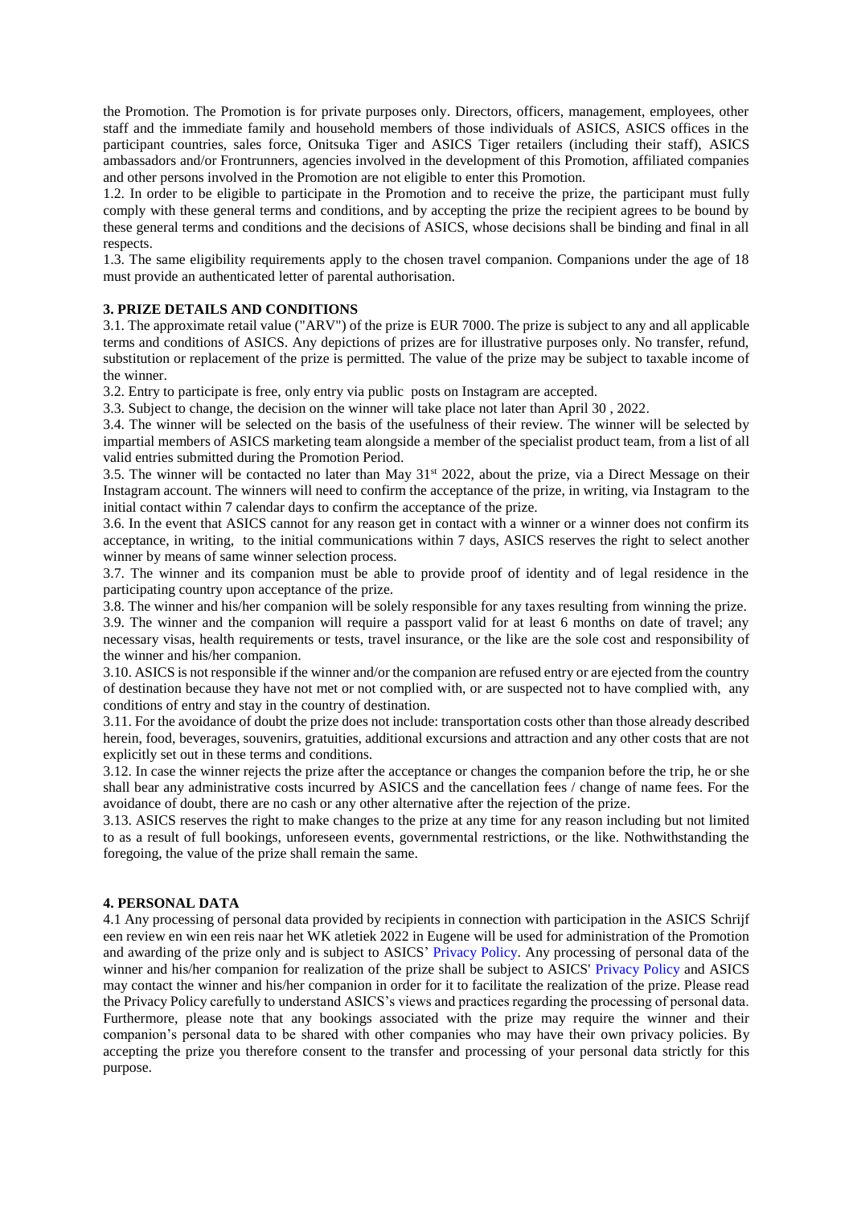the Promotion. The Promotion is for private purposes only. Directors, officers, management, employees, other staff and the immediate family and household members of those individuals of ASICS, ASICS offices in the participant countries, sales force, Onitsuka Tiger and ASICS Tiger retailers (including their staff), ASICS ambassadors and/or Frontrunners, agencies involved in the development of this Promotion, affiliated companies and other persons involved in the Promotion are not eligible to enter this Promotion.

1.2. In order to be eligible to participate in the Promotion and to receive the prize, the participant must fully comply with these general terms and conditions, and by accepting the prize the recipient agrees to be bound by these general terms and conditions and the decisions of ASICS, whose decisions shall be binding and final in all respects.

1.3. The same eligibility requirements apply to the chosen travel companion. Companions under the age of 18 must provide an authenticated letter of parental authorisation.

**3. PRIZE DETAILS AND CONDITIONS**

3.1. The approximate retail value ("ARV") of the prize is EUR 7000. The prize is subject to any and all applicable terms and conditions of ASICS. Any depictions of prizes are for illustrative purposes only. No transfer, refund, substitution or replacement of the prize is permitted. The value of the prize may be subject to taxable income of the winner.

3.2. Entry to participate is free, only entry via public posts on Instagram are accepted.

3.3. Subject to change, the decision on the winner will take place not later than April 30 , 2022.

3.4. The winner will be selected on the basis of the usefulness of their review. The winner will be selected by impartial members of ASICS marketing team alongside a member of the specialist product team, from a list of all valid entries submitted during the Promotion Period.

3.5. The winner will be contacted no later than May 31st 2022, about the prize, via a Direct Message on their Instagram account. The winners will need to confirm the acceptance of the prize, in writing, via Instagram to the initial contact within 7 calendar days to confirm the acceptance of the prize.

3.6. In the event that ASICS cannot for any reason get in contact with a winner or a winner does not confirm its acceptance, in writing, to the initial communications within 7 days, ASICS reserves the right to select another winner by means of same winner selection process.

3.7. The winner and its companion must be able to provide proof of identity and of legal residence in the participating country upon acceptance of the prize.

3.8. The winner and his/her companion will be solely responsible for any taxes resulting from winning the prize.

3.9. The winner and the companion will require a passport valid for at least 6 months on date of travel; any necessary visas, health requirements or tests, travel insurance, or the like are the sole cost and responsibility of the winner and his/her companion.

3.10. ASICS is not responsible if the winner and/or the companion are refused entry or are ejected from the country of destination because they have not met or not complied with, or are suspected not to have complied with, any conditions of entry and stay in the country of destination.

3.11. For the avoidance of doubt the prize does not include: transportation costs other than those already described herein, food, beverages, souvenirs, gratuities, additional excursions and attraction and any other costs that are not explicitly set out in these terms and conditions.

3.12. In case the winner rejects the prize after the acceptance or changes the companion before the trip, he or she shall bear any administrative costs incurred by ASICS and the cancellation fees / change of name fees. For the avoidance of doubt, there are no cash or any other alternative after the rejection of the prize.

3.13. ASICS reserves the right to make changes to the prize at any time for any reason including but not limited to as a result of full bookings, unforeseen events, governmental restrictions, or the like. Nothwithstanding the foregoing, the value of the prize shall remain the same.

**4. PERSONAL DATA**

4.1 Any processing of personal data provided by recipients in connection with participation in the ASICS Schrijf een review en win een reis naar het WK atletiek 2022 in Eugene will be used for administration of the Promotion and awarding of the prize only and is subject to ASICS' Privacy Policy. Any processing of personal data of the winner and his/her companion for realization of the prize shall be subject to ASICS' Privacy Policy and ASICS may contact the winner and his/her companion in order for it to facilitate the realization of the prize. Please read the Privacy Policy carefully to understand ASICS's views and practices regarding the processing of personal data. Furthermore, please note that any bookings associated with the prize may require the winner and their companion's personal data to be shared with other companies who may have their own privacy policies. By accepting the prize you therefore consent to the transfer and processing of your personal data strictly for this purpose.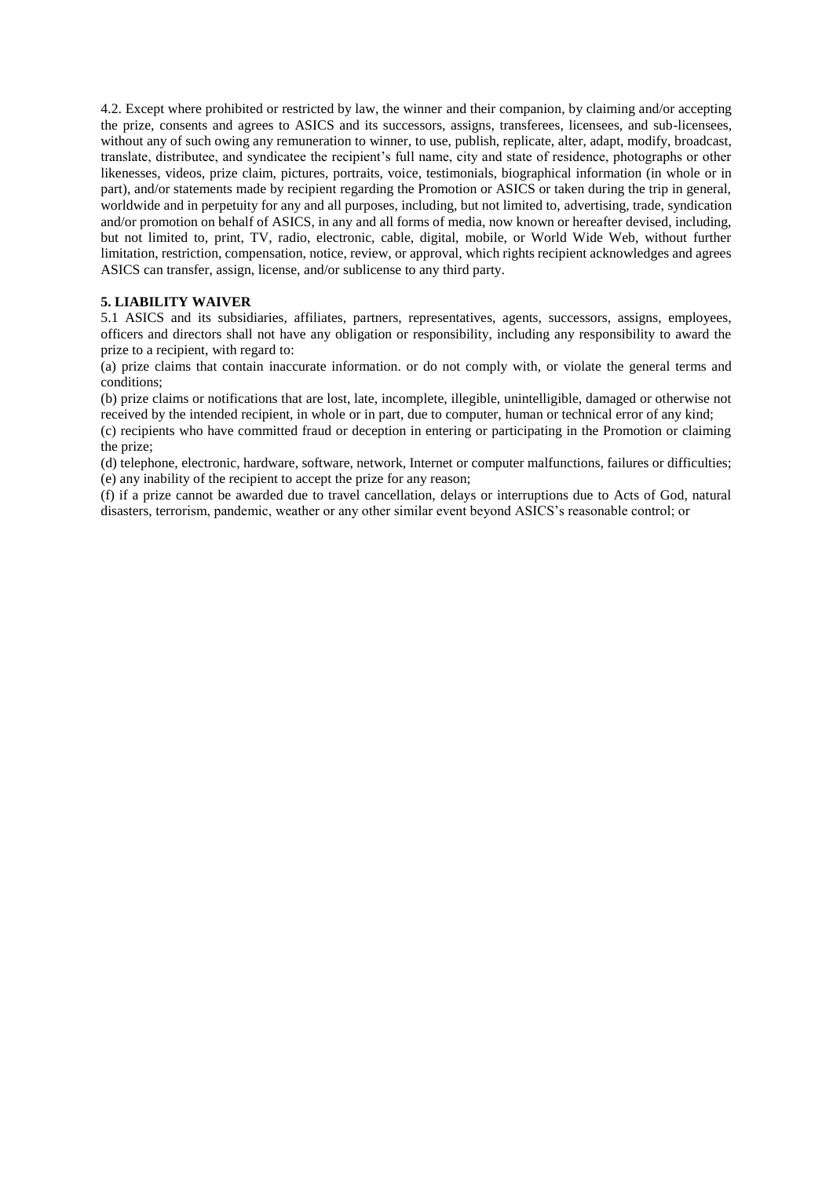4.2. Except where prohibited or restricted by law, the winner and their companion, by claiming and/or accepting the prize, consents and agrees to ASICS and its successors, assigns, transferees, licensees, and sub-licensees, without any of such owing any remuneration to winner, to use, publish, replicate, alter, adapt, modify, broadcast, translate, distributee, and syndicatee the recipient's full name, city and state of residence, photographs or other likenesses, videos, prize claim, pictures, portraits, voice, testimonials, biographical information (in whole or in part), and/or statements made by recipient regarding the Promotion or ASICS or taken during the trip in general, worldwide and in perpetuity for any and all purposes, including, but not limited to, advertising, trade, syndication and/or promotion on behalf of ASICS, in any and all forms of media, now known or hereafter devised, including, but not limited to, print, TV, radio, electronic, cable, digital, mobile, or World Wide Web, without further limitation, restriction, compensation, notice, review, or approval, which rights recipient acknowledges and agrees ASICS can transfer, assign, license, and/or sublicense to any third party.

**5. LIABILITY WAIVER**

5.1 ASICS and its subsidiaries, affiliates, partners, representatives, agents, successors, assigns, employees, officers and directors shall not have any obligation or responsibility, including any responsibility to award the prize to a recipient, with regard to:

(a) prize claims that contain inaccurate information. or do not comply with, or violate the general terms and conditions;

(b) prize claims or notifications that are lost, late, incomplete, illegible, unintelligible, damaged or otherwise not received by the intended recipient, in whole or in part, due to computer, human or technical error of any kind;

(c) recipients who have committed fraud or deception in entering or participating in the Promotion or claiming the prize;

(d) telephone, electronic, hardware, software, network, Internet or computer malfunctions, failures or difficulties;

(e) any inability of the recipient to accept the prize for any reason;

(f) if a prize cannot be awarded due to travel cancellation, delays or interruptions due to Acts of God, natural disasters, terrorism, pandemic, weather or any other similar event beyond ASICS's reasonable control; or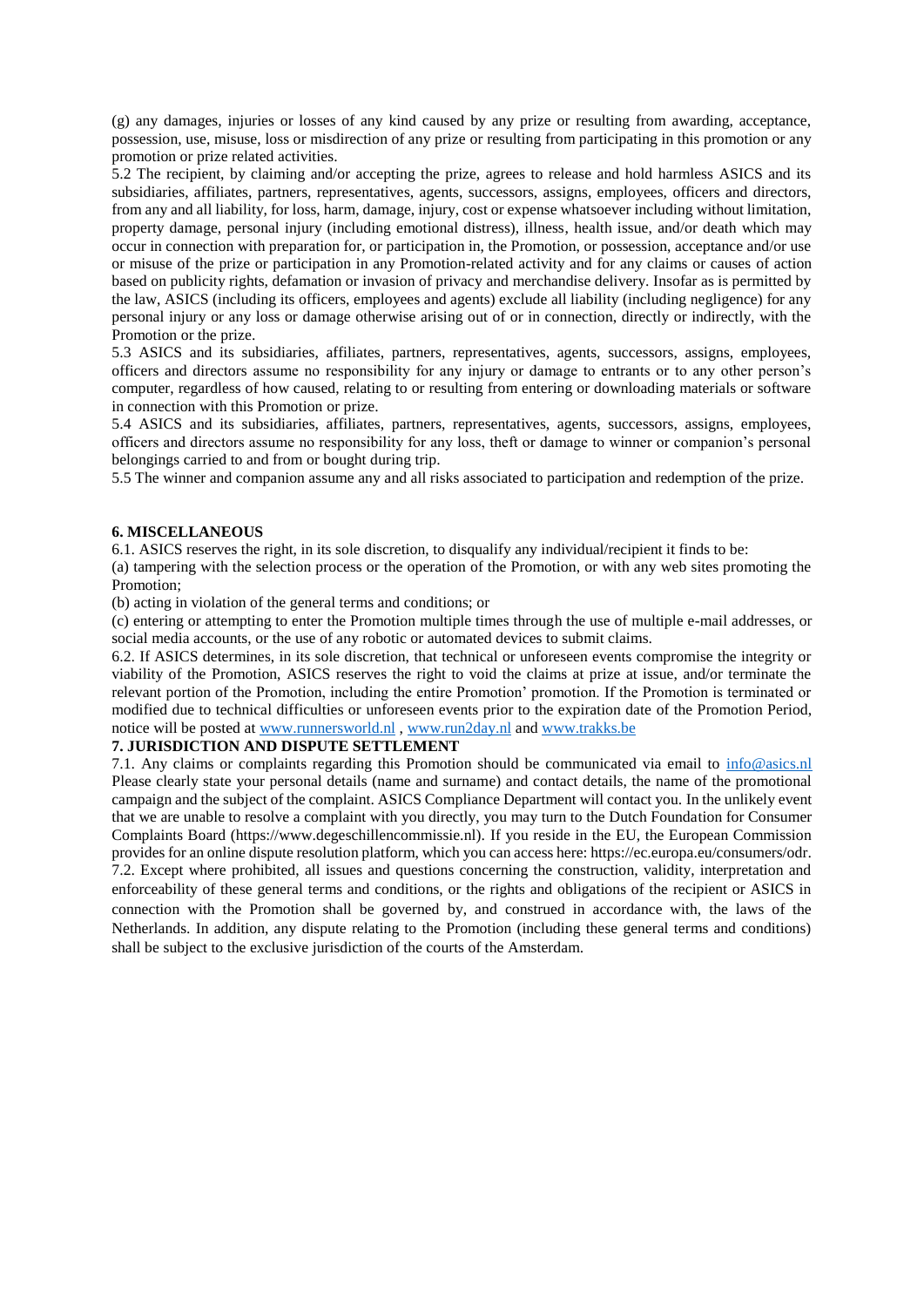(g) any damages, injuries or losses of any kind caused by any prize or resulting from awarding, acceptance, possession, use, misuse, loss or misdirection of any prize or resulting from participating in this promotion or any promotion or prize related activities.

5.2 The recipient, by claiming and/or accepting the prize, agrees to release and hold harmless ASICS and its subsidiaries, affiliates, partners, representatives, agents, successors, assigns, employees, officers and directors, from any and all liability, for loss, harm, damage, injury, cost or expense whatsoever including without limitation, property damage, personal injury (including emotional distress), illness, health issue, and/or death which may occur in connection with preparation for, or participation in, the Promotion, or possession, acceptance and/or use or misuse of the prize or participation in any Promotion-related activity and for any claims or causes of action based on publicity rights, defamation or invasion of privacy and merchandise delivery. Insofar as is permitted by the law, ASICS (including its officers, employees and agents) exclude all liability (including negligence) for any personal injury or any loss or damage otherwise arising out of or in connection, directly or indirectly, with the Promotion or the prize.

5.3 ASICS and its subsidiaries, affiliates, partners, representatives, agents, successors, assigns, employees, officers and directors assume no responsibility for any injury or damage to entrants or to any other person's computer, regardless of how caused, relating to or resulting from entering or downloading materials or software in connection with this Promotion or prize.

5.4 ASICS and its subsidiaries, affiliates, partners, representatives, agents, successors, assigns, employees, officers and directors assume no responsibility for any loss, theft or damage to winner or companion's personal belongings carried to and from or bought during trip.

5.5 The winner and companion assume any and all risks associated to participation and redemption of the prize.

**6. MISCELLANEOUS**

6.1. ASICS reserves the right, in its sole discretion, to disqualify any individual/recipient it finds to be:

(a) tampering with the selection process or the operation of the Promotion, or with any web sites promoting the Promotion;

(b) acting in violation of the general terms and conditions; or

(c) entering or attempting to enter the Promotion multiple times through the use of multiple e-mail addresses, or social media accounts, or the use of any robotic or automated devices to submit claims.

6.2. If ASICS determines, in its sole discretion, that technical or unforeseen events compromise the integrity or viability of the Promotion, ASICS reserves the right to void the claims at prize at issue, and/or terminate the relevant portion of the Promotion, including the entire Promotion' promotion. If the Promotion is terminated or modified due to technical difficulties or unforeseen events prior to the expiration date of the Promotion Period, notice will be posted at www.runnersworld.nl , www.run2day.nl and www.trakks.be

**7. JURISDICTION AND DISPUTE SETTLEMENT**

7.1. Any claims or complaints regarding this Promotion should be communicated via email to info@asics.nl Please clearly state your personal details (name and surname) and contact details, the name of the promotional campaign and the subject of the complaint. ASICS Compliance Department will contact you. In the unlikely event that we are unable to resolve a complaint with you directly, you may turn to the Dutch Foundation for Consumer Complaints Board (https://www.degeschillencommissie.nl). If you reside in the EU, the European Commission provides for an online dispute resolution platform, which you can access here: https://ec.europa.eu/consumers/odr.

7.2. Except where prohibited, all issues and questions concerning the construction, validity, interpretation and enforceability of these general terms and conditions, or the rights and obligations of the recipient or ASICS in connection with the Promotion shall be governed by, and construed in accordance with, the laws of the Netherlands. In addition, any dispute relating to the Promotion (including these general terms and conditions) shall be subject to the exclusive jurisdiction of the courts of the Amsterdam.